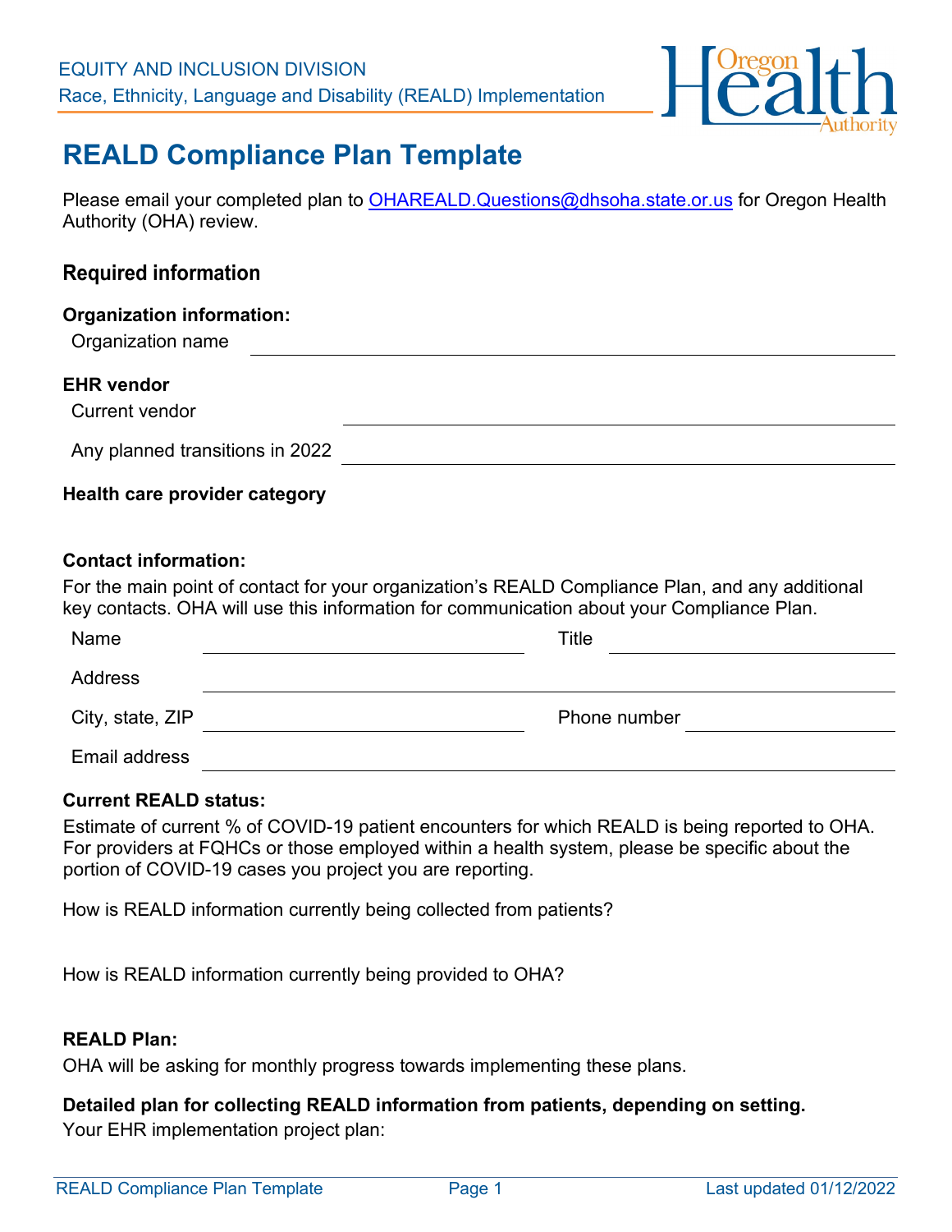EQUITY AND INCLUSION DIVISION

Race, Ethnicity, Language and Disability (REALD) Implementation

# REALD Compliance Plan Template

Please email your completed plan to OHAREALD.Questions@dhsoha.state.or.us for Oregon Health Authority (OHA) review.

## Required information

**Organization information:**

Organization name ______________________________

**EHR vendor**

Current vendor ______________________________

Any planned transitions in 2022 ______________________________

**Health care provider category**

**Contact information:**

For the main point of contact for your organization's REALD Compliance Plan, and any additional key contacts. OHA will use this information for communication about your Compliance Plan.

Name ______________________________ Title ______________________________

Address ______________________________

City, state, ZIP ______________________________ Phone number ______________________________

Email address ______________________________

**Current REALD status:**

Estimate of current % of COVID-19 patient encounters for which REALD is being reported to OHA. For providers at FQHCs or those employed within a health system, please be specific about the portion of COVID-19 cases you project you are reporting.

How is REALD information currently being collected from patients?

How is REALD information currently being provided to OHA?

**REALD Plan:**

OHA will be asking for monthly progress towards implementing these plans.

**Detailed plan for collecting REALD information from patients, depending on setting.**

Your EHR implementation project plan: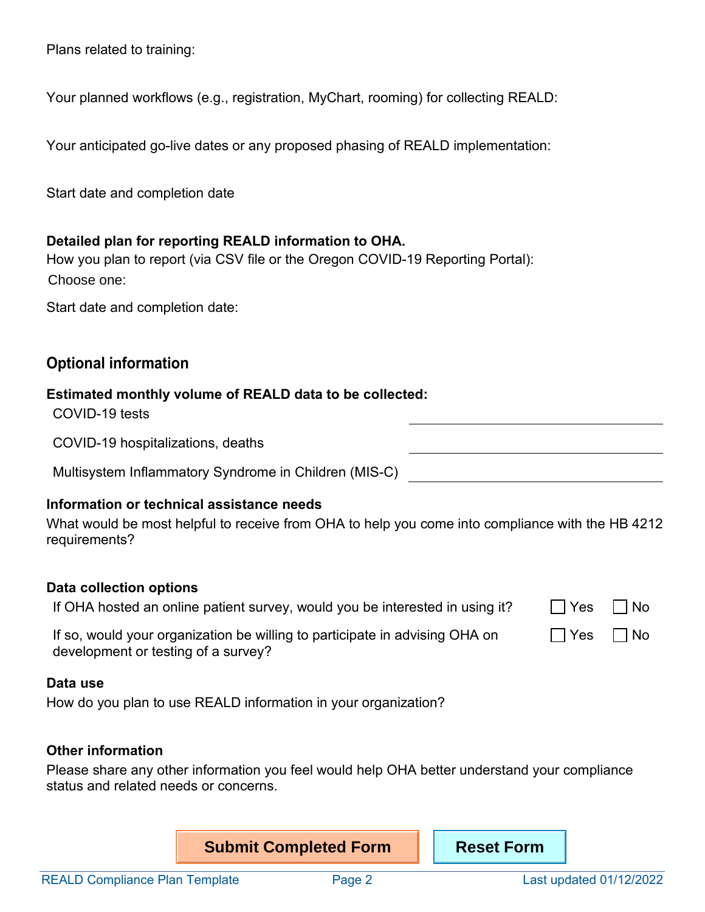Plans related to training:

Your planned workflows (e.g., registration, MyChart, rooming) for collecting REALD:

Your anticipated go-live dates or any proposed phasing of REALD implementation:

Start date and completion date

**Detailed plan for reporting REALD information to OHA.**

How you plan to report (via CSV file or the Oregon COVID-19 Reporting Portal):

Choose one:

Start date and completion date:

## Optional information

**Estimated monthly volume of REALD data to be collected:**

COVID-19 tests ______________________

COVID-19 hospitalizations, deaths ______________________

Multisystem Inflammatory Syndrome in Children (MIS-C) ______________________

**Information or technical assistance needs**

What would be most helpful to receive from OHA to help you come into compliance with the HB 4212 requirements?

**Data collection options**

If OHA hosted an online patient survey, would you be interested in using it? ☐ Yes ☐ No

If so, would your organization be willing to participate in advising OHA on development or testing of a survey? ☐ Yes ☐ No

**Data use**

How do you plan to use REALD information in your organization?

**Other information**

Please share any other information you feel would help OHA better understand your compliance status and related needs or concerns.

Submit Completed Form    Reset Form